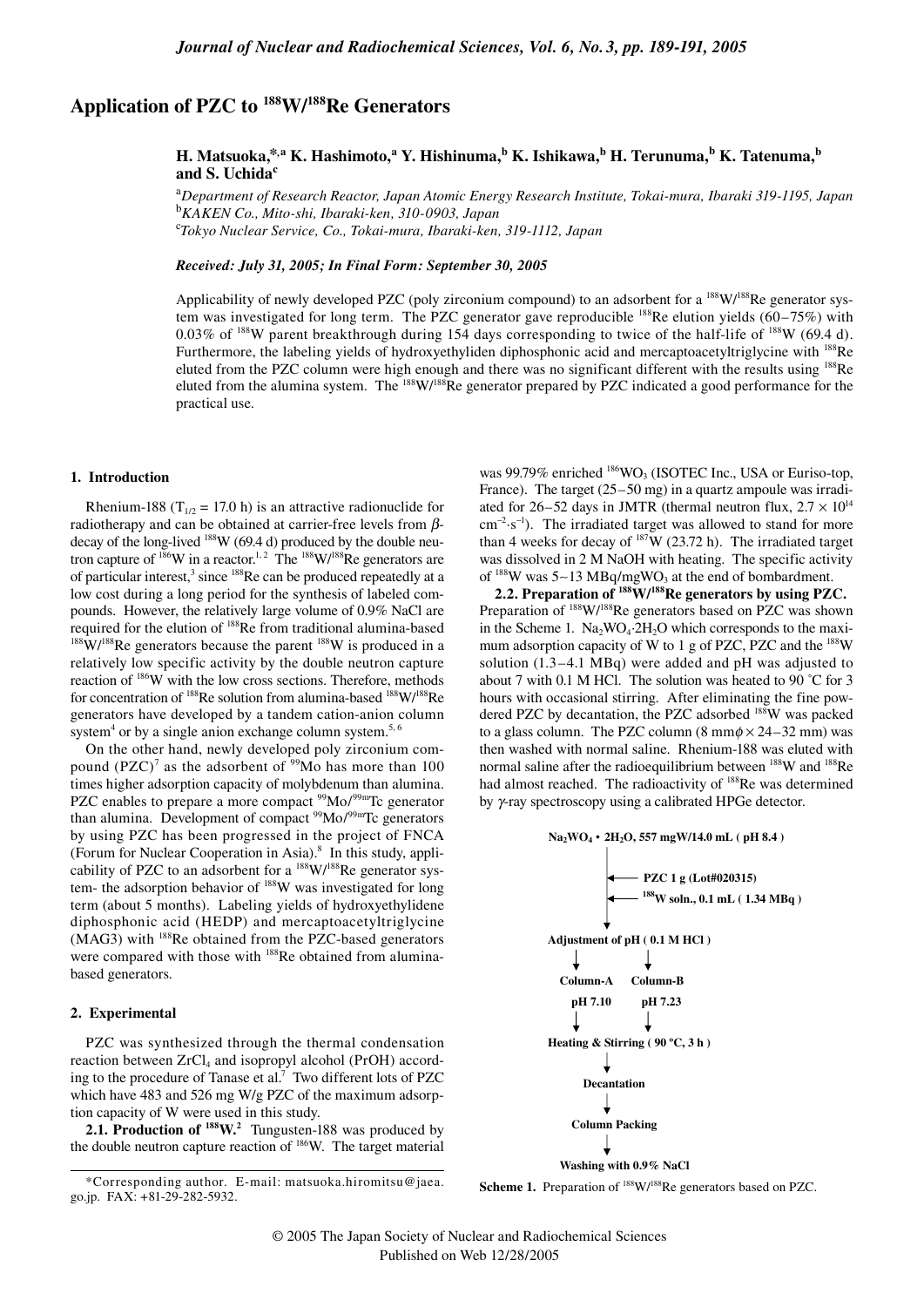# Application of PZC to $^{188}W/^{188}Re$ Generators

**H. Matsuoka,[*,a] K. Hashimoto,[a] Y. Hishinuma,[b] K. Ishikawa,[b] H. Terunuma,[b] K. Tatenuma,[b] and S. Uchida[c]**

[a]*Department of Research Reactor, Japan Atomic Energy Research Institute, Tokai-mura, Ibaraki 319-1195, Japan*
[b]*KAKEN Co., Mito-shi, Ibaraki-ken, 310-0903, Japan*
[c]*Tokyo Nuclear Service, Co., Tokai-mura, Ibaraki-ken, 319-1112, Japan*

***Received: July 31, 2005; In Final Form: September 30, 2005***

Applicability of newly developed PZC (poly zirconium compound) to an adsorbent for a $^{188}W/^{188}Re$ generator system was investigated for long term. The PZC generator gave reproducible $^{188}Re$ elution yields (60–75%) with 0.03% of $^{188}W$ parent breakthrough during 154 days corresponding to twice of the half-life of $^{188}W$ (69.4 d). Furthermore, the labeling yields of hydroxyethyliden diphosphonic acid and mercaptoacetyltriglycine with $^{188}Re$ eluted from the PZC column were high enough and there was no significant different with the results using $^{188}Re$ eluted from the alumina system. The $^{188}W/^{188}Re$ generator prepared by PZC indicated a good performance for the practical use.

## 1. Introduction

Rhenium-188 ($T_{1/2}$ = 17.0 h) is an attractive radionuclide for radiotherapy and can be obtained at carrier-free levels from $\beta$-decay of the long-lived $^{188}W$ (69.4 d) produced by the double neutron capture of $^{186}W$ in a reactor.[1,2] The $^{188}W/^{188}Re$ generators are of particular interest,[3] since $^{188}Re$ can be produced repeatedly at a low cost during a long period for the synthesis of labeled compounds. However, the relatively large volume of 0.9% NaCl are required for the elution of $^{188}Re$ from traditional alumina-based $^{188}W/^{188}Re$ generators because the parent $^{188}W$ is produced in a relatively low specific activity by the double neutron capture reaction of $^{186}W$ with the low cross sections. Therefore, methods for concentration of $^{188}Re$ solution from alumina-based $^{188}W/^{188}Re$ generators have developed by a tandem cation-anion column system[4] or by a single anion exchange column system.[5,6]

On the other hand, newly developed poly zirconium compound (PZC)[7] as the adsorbent of $^{99}Mo$ has more than 100 times higher adsorption capacity of molybdenum than alumina. PZC enables to prepare a more compact $^{99}Mo/^{99m}Tc$ generator than alumina. Development of compact $^{99}Mo/^{99m}Tc$ generators by using PZC has been progressed in the project of FNCA (Forum for Nuclear Cooperation in Asia).[8] In this study, applicability of PZC to an adsorbent for a $^{188}W/^{188}Re$ generator system- the adsorption behavior of $^{188}W$ was investigated for long term (about 5 months). Labeling yields of hydroxyethylidene diphosphonic acid (HEDP) and mercaptoacetyltriglycine (MAG3) with $^{188}Re$ obtained from the PZC-based generators were compared with those with $^{188}Re$ obtained from alumina-based generators.

## 2. Experimental

PZC was synthesized through the thermal condensation reaction between $ZrCl_4$ and isopropyl alcohol (PrOH) according to the procedure of Tanase et al.[7] Two different lots of PZC which have 483 and 526 mg W/g PZC of the maximum adsorption capacity of W were used in this study.

**2.1. Production of $^{188}W$.[2]** Tungusten-188 was produced by the double neutron capture reaction of $^{186}W$. The target material was 99.79% enriched $^{186}WO_3$ (ISOTEC Inc., USA or Euriso-top, France). The target (25–50 mg) in a quartz ampoule was irradiated for 26–52 days in JMTR (thermal neutron flux, $2.7 \times 10^{14}$ $cm^{-2}\cdot s^{-1}$). The irradiated target was allowed to stand for more than 4 weeks for decay of $^{187}W$ (23.72 h). The irradiated target was dissolved in 2 M NaOH with heating. The specific activity of $^{188}W$ was 5~13 MBq/mg$WO_3$ at the end of bombardment.

**2.2. Preparation of $^{188}W/^{188}Re$ generators by using PZC.** Preparation of $^{188}W/^{188}Re$ generators based on PZC was shown in the Scheme 1. $Na_2WO_4\cdot 2H_2O$ which corresponds to the maximum adsorption capacity of W to 1 g of PZC, PZC and the $^{188}W$ solution (1.3–4.1 MBq) were added and pH was adjusted to about 7 with 0.1 M HCl. The solution was heated to 90 °C for 3 hours with occasional stirring. After eliminating the fine powdered PZC by decantation, the PZC adsorbed $^{188}W$ was packed to a glass column. The PZC column (8 mm$\phi \times$ 24–32 mm) was then washed with normal saline. Rhenium-188 was eluted with normal saline after the radioequilibrium between $^{188}W$ and $^{188}Re$ had almost reached. The radioactivity of $^{188}Re$ was determined by $\gamma$-ray spectroscopy using a calibrated HPGe detector.

**$Na_2WO_4\cdot 2H_2O$, 557 mgW/14.0 mL ( pH 8.4 )**

↓ ← **PZC 1 g (Lot#020315)**
↓ ← **$^{188}W$ soln., 0.1 mL ( 1.34 MBq )**

**Adjustment of pH ( 0.1 M HCl )**

↓ **Column-A** (pH 7.10) / **Column-B** (pH 7.23)

↓ **Heating & Stirring ( 90 °C, 3 h )**

↓ **Decantation**

↓ **Column Packing**

↓ **Washing with 0.9% NaCl**

**Scheme 1.** Preparation of $^{188}W/^{188}Re$ generators based on PZC.

*Corresponding author. E-mail: matsuoka.hiromitsu@jaea.go.jp. FAX: +81-29-282-5932.

© 2005 The Japan Society of Nuclear and Radiochemical Sciences
Published on Web 12/28/2005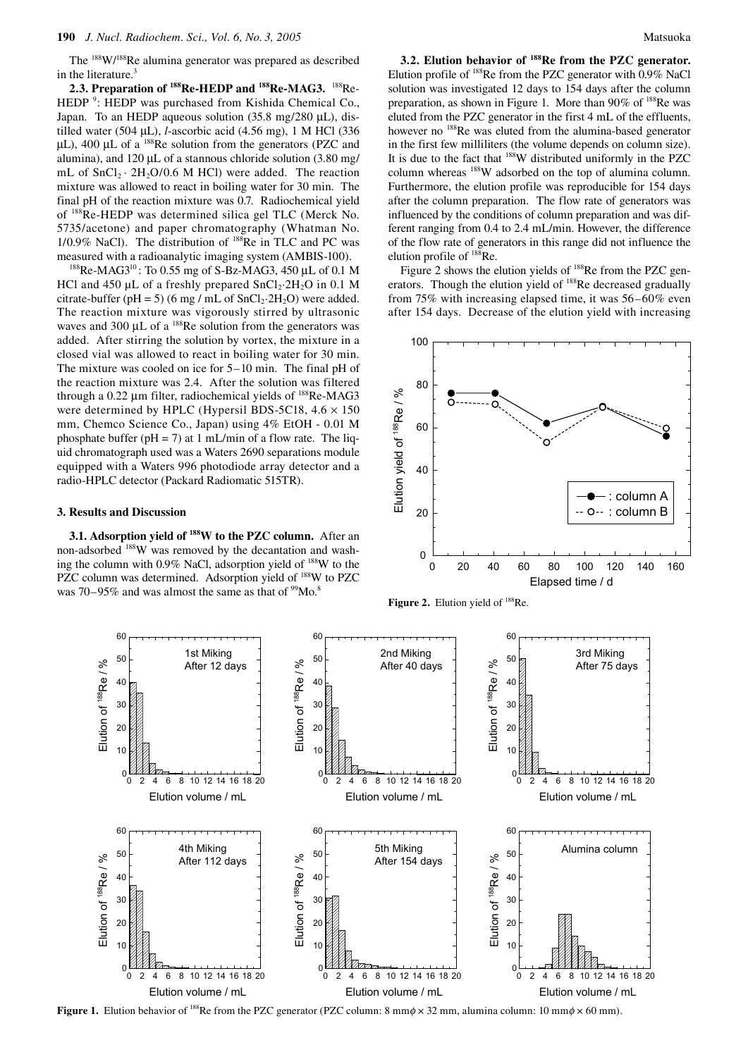The $^{188}W/^{188}Re$ alumina generator was prepared as described in the literature.[3]

**2.3. Preparation of $^{188}$Re-HEDP and $^{188}$Re-MAG3.** $^{188}$Re-HEDP [9]: HEDP was purchased from Kishida Chemical Co., Japan. To an HEDP aqueous solution (35.8 mg/280 μL), distilled water (504 μL), *l*-ascorbic acid (4.56 mg), 1 M HCl (336 μL), 400 μL of a $^{188}$Re solution from the generators (PZC and alumina), and 120 μL of a stannous chloride solution (3.80 mg/mL of $SnCl_2 \cdot 2H_2O$/0.6 M HCl) were added. The reaction mixture was allowed to react in boiling water for 30 min. The final pH of the reaction mixture was 0.7. Radiochemical yield of $^{188}$Re-HEDP was determined silica gel TLC (Merck No. 5735/acetone) and paper chromatography (Whatman No. 1/0.9% NaCl). The distribution of $^{188}$Re in TLC and PC was measured with a radioanalytic imaging system (AMBIS-100).

$^{188}$Re-MAG3[10]: To 0.55 mg of S-Bz-MAG3, 450 μL of 0.1 M HCl and 450 μL of a freshly prepared $SnCl_2{\cdot}2H_2O$ in 0.1 M citrate-buffer (pH = 5) (6 mg / mL of $SnCl_2{\cdot}2H_2O$) were added. The reaction mixture was vigorously stirred by ultrasonic waves and 300 μL of a $^{188}$Re solution from the generators was added. After stirring the solution by vortex, the mixture in a closed vial was allowed to react in boiling water for 30 min. The mixture was cooled on ice for 5–10 min. The final pH of the reaction mixture was 2.4. After the solution was filtered through a 0.22 μm filter, radiochemical yields of $^{188}$Re-MAG3 were determined by HPLC (Hypersil BDS-5C18, 4.6 × 150 mm, Chemco Science Co., Japan) using 4% EtOH - 0.01 M phosphate buffer (pH = 7) at 1 mL/min of a flow rate. The liquid chromatograph used was a Waters 2690 separations module equipped with a Waters 996 photodiode array detector and a radio-HPLC detector (Packard Radiomatic 515TR).

## 3. Results and Discussion

**3.1. Adsorption yield of $^{188}$W to the PZC column.** After an non-adsorbed $^{188}$W was removed by the decantation and washing the column with 0.9% NaCl, adsorption yield of $^{188}$W to the PZC column was determined. Adsorption yield of $^{188}$W to PZC was 70–95% and was almost the same as that of $^{99}$Mo.[8]

**3.2. Elution behavior of $^{188}$Re from the PZC generator.** Elution profile of $^{188}$Re from the PZC generator with 0.9% NaCl solution was investigated 12 days to 154 days after the column preparation, as shown in Figure 1. More than 90% of $^{188}$Re was eluted from the PZC generator in the first 4 mL of the effluents, however no $^{188}$Re was eluted from the alumina-based generator in the first few milliliters (the volume depends on column size). It is due to the fact that $^{188}$W distributed uniformly in the PZC column whereas $^{188}$W adsorbed on the top of alumina column. Furthermore, the elution profile was reproducible for 154 days after the column preparation. The flow rate of generators was influenced by the conditions of column preparation and was different ranging from 0.4 to 2.4 mL/min. However, the difference of the flow rate of generators in this range did not influence the elution profile of $^{188}$Re.

Figure 2 shows the elution yields of $^{188}$Re from the PZC generators. Though the elution yield of $^{188}$Re decreased gradually from 75% with increasing elapsed time, it was 56–60% even after 154 days. Decrease of the elution yield with increasing

**Figure 2.** Elution yield of $^{188}$Re.

**Figure 1.** Elution behavior of $^{188}$Re from the PZC generator (PZC column: 8 mm$\phi$ × 32 mm, alumina column: 10 mm$\phi$ × 60 mm).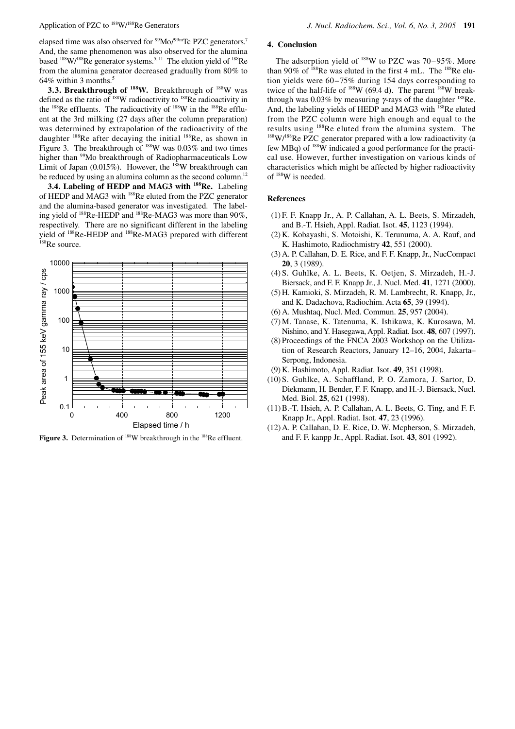elapsed time was also observed for $^{99}$Mo/$^{99m}$Tc PZC generators.[7] And, the same phenomenon was also observed for the alumina based $^{188}$W/$^{188}$Re generator systems.[5, 11] The elution yield of $^{188}$Re from the alumina generator decreased gradually from 80% to 64% within 3 months.[5]

**3.3. Breakthrough of $^{188}$W.** Breakthrough of $^{188}$W was defined as the ratio of $^{188}$W radioactivity to $^{188}$Re radioactivity in the $^{188}$Re effluents. The radioactivity of $^{188}$W in the $^{188}$Re effluent at the 3rd milking (27 days after the column preparation) was determined by extrapolation of the radioactivity of the daughter $^{188}$Re after decaying the initial $^{188}$Re, as shown in Figure 3. The breakthrough of $^{188}$W was 0.03% and two times higher than $^{99}$Mo breakthrough of Radiopharmaceuticals Low Limit of Japan (0.015%). However, the $^{188}$W breakthrough can be reduced by using an alumina column as the second column.[12]

**3.4. Labeling of HEDP and MAG3 with $^{188}$Re.** Labeling of HEDP and MAG3 with $^{188}$Re eluted from the PZC generator and the alumina-based generator was investigated. The labeling yield of $^{188}$Re-HEDP and $^{188}$Re-MAG3 was more than 90%, respectively. There are no significant different in the labeling yield of $^{188}$Re-HEDP and $^{188}$Re-MAG3 prepared with different $^{188}$Re source.

Peak area of 155 keV gamma ray / cps
10000
1000
100
10
1
0.1
0
400
800
1200
Elapsed time / h

**Figure 3.** Determination of $^{188}$W breakthrough in the $^{188}$Re effluent.

## 4. Conclusion

The adsorption yield of $^{188}$W to PZC was 70–95%. More than 90% of $^{188}$Re was eluted in the first 4 mL. The $^{188}$Re elution yields were 60–75% during 154 days corresponding to twice of the half-life of $^{188}$W (69.4 d). The parent $^{188}$W breakthrough was 0.03% by measuring $\gamma$-rays of the daughter $^{188}$Re. And, the labeling yields of HEDP and MAG3 with $^{188}$Re eluted from the PZC column were high enough and equal to the results using $^{188}$Re eluted from the alumina system. The $^{188}$W/$^{188}$Re PZC generator prepared with a low radioactivity (a few MBq) of $^{188}$W indicated a good performance for the practical use. However, further investigation on various kinds of characteristics which might be affected by higher radioactivity of $^{188}$W is needed.

## References

(1) F. F. Knapp Jr., A. P. Callahan, A. L. Beets, S. Mirzadeh, and B.-T. Hsieh, Appl. Radiat. Isot. **45**, 1123 (1994).

(2) K. Kobayashi, S. Motoishi, K. Terunuma, A. A. Rauf, and K. Hashimoto, Radiochmistry **42**, 551 (2000).

(3) A. P. Callahan, D. E. Rice, and F. F. Knapp, Jr., NucCompact **20**, 3 (1989).

(4) S. Guhlke, A. L. Beets, K. Oetjen, S. Mirzadeh, H.-J. Biersack, and F. F. Knapp Jr., J. Nucl. Med. **41**, 1271 (2000).

(5) H. Kamioki, S. Mirzadeh, R. M. Lambrecht, R. Knapp, Jr., and K. Dadachova, Radiochim. Acta **65**, 39 (1994).

(6) A. Mushtaq, Nucl. Med. Commun. **25**, 957 (2004).

(7) M. Tanase, K. Tatenuma, K. Ishikawa, K. Kurosawa, M. Nishino, and Y. Hasegawa, Appl. Radiat. Isot. **48**, 607 (1997).

(8) Proceedings of the FNCA 2003 Workshop on the Utilization of Research Reactors, January 12–16, 2004, Jakarta–Serpong, Indonesia.

(9) K. Hashimoto, Appl. Radiat. Isot. **49**, 351 (1998).

(10) S. Guhlke, A. Schaffland, P. O. Zamora, J. Sartor, D. Diekmann, H. Bender, F. F. Knapp, and H.-J. Biersack, Nucl. Med. Biol. **25**, 621 (1998).

(11) B.-T. Hsieh, A. P. Callahan, A. L. Beets, G. Ting, and F. F. Knapp Jr., Appl. Radiat. Isot. **47**, 23 (1996).

(12) A. P. Callahan, D. E. Rice, D. W. Mcpherson, S. Mirzadeh, and F. F. kanpp Jr., Appl. Radiat. Isot. **43**, 801 (1992).